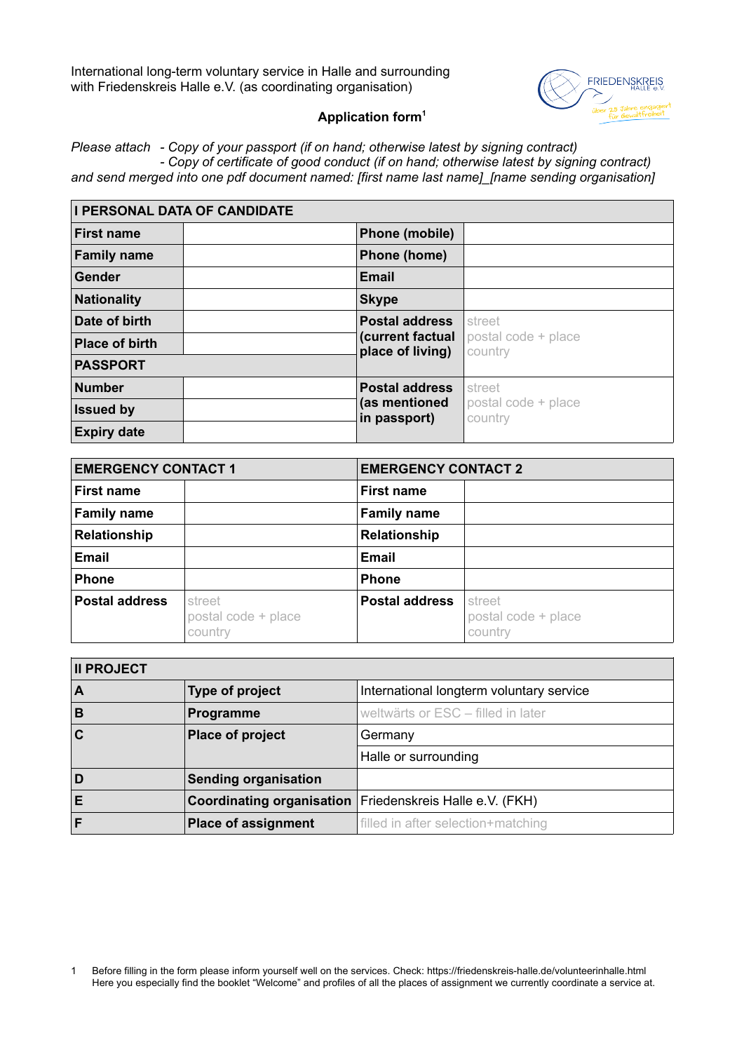International long-term voluntary service in Halle and surrounding
with Friedenskreis Halle e.V. (as coordinating organisation)

## Application form[1]

*Please attach - Copy of your passport (if on hand; otherwise latest by signing contract)*
*- Copy of certificate of good conduct (if on hand; otherwise latest by signing contract)*
*and send merged into one pdf document named: [first name last name]_[name sending organisation]*

| **I PERSONAL DATA OF CANDIDATE** | | | |
|---|---|---|---|
| **First name** | | **Phone (mobile)** | |
| **Family name** | | **Phone (home)** | |
| **Gender** | | **Email** | |
| **Nationality** | | **Skype** | |
| **Date of birth** | | **Postal address (current factual place of living)** | street<br>postal code + place<br>country |
| **Place of birth** | | | |
| **PASSPORT** | | | |
| **Number** | | **Postal address (as mentioned in passport)** | street<br>postal code + place<br>country |
| **Issued by** | | | |
| **Expiry date** | | | |

| **EMERGENCY CONTACT 1** | | **EMERGENCY CONTACT 2** | |
|---|---|---|---|
| **First name** | | **First name** | |
| **Family name** | | **Family name** | |
| **Relationship** | | **Relationship** | |
| **Email** | | **Email** | |
| **Phone** | | **Phone** | |
| **Postal address** | street<br>postal code + place<br>country | **Postal address** | street<br>postal code + place<br>country |

| **II PROJECT** | | |
|---|---|---|
| **A** | **Type of project** | International longterm voluntary service |
| **B** | **Programme** | weltwärts or ESC – filled in later |
| **C** | **Place of project** | Germany |
| | | Halle or surrounding |
| **D** | **Sending organisation** | |
| **E** | **Coordinating organisation** | Friedenskreis Halle e.V. (FKH) |
| **F** | **Place of assignment** | filled in after selection+matching |

1 Before filling in the form please inform yourself well on the services. Check: https://friedenskreis-halle.de/volunteerinhalle.html
Here you especially find the booklet "Welcome" and profiles of all the places of assignment we currently coordinate a service at.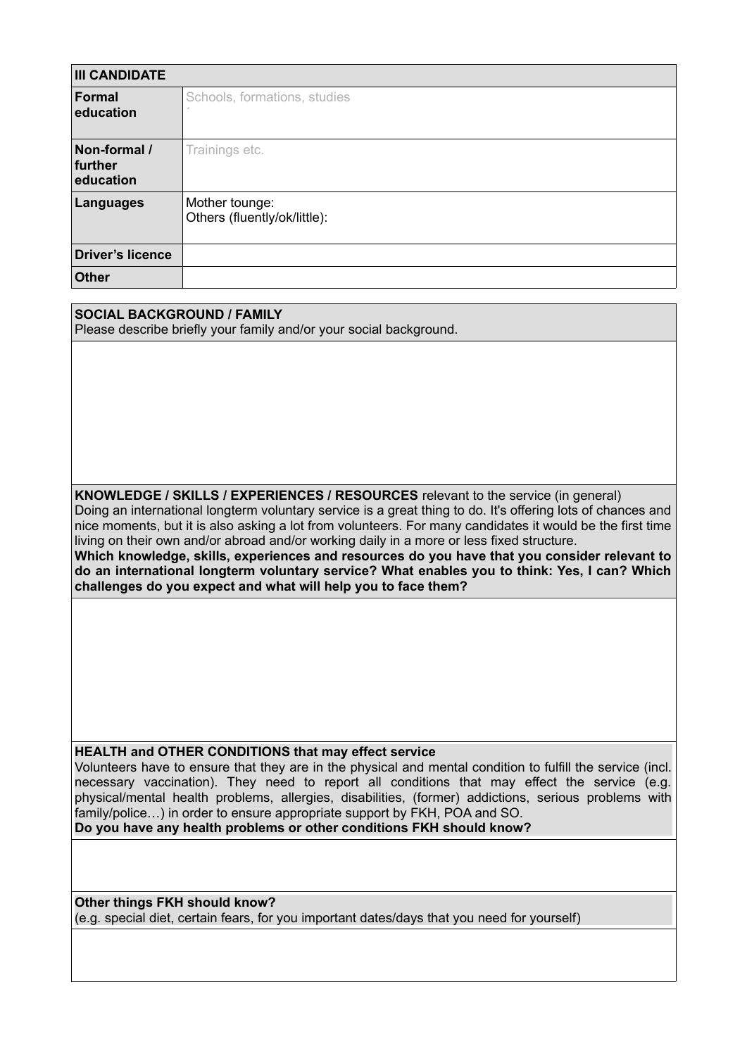| III CANDIDATE | |
|---|---|
| **Formal education** | Schools, formations, studies ´ |
| **Non-formal / further education** | Trainings etc. |
| **Languages** | Mother tounge:<br>Others (fluently/ok/little): |
| **Driver's licence** | |
| **Other** | |

**SOCIAL BACKGROUND / FAMILY**
Please describe briefly your family and/or your social background.

**KNOWLEDGE / SKILLS / EXPERIENCES / RESOURCES** relevant to the service (in general)
Doing an international longterm voluntary service is a great thing to do. It's offering lots of chances and nice moments, but it is also asking a lot from volunteers. For many candidates it would be the first time living on their own and/or abroad and/or working daily in a more or less fixed structure.
**Which knowledge, skills, experiences and resources do you have that you consider relevant to do an international longterm voluntary service? What enables you to think: Yes, I can? Which challenges do you expect and what will help you to face them?**

**HEALTH and OTHER CONDITIONS that may effect service**
Volunteers have to ensure that they are in the physical and mental condition to fulfill the service (incl. necessary vaccination). They need to report all conditions that may effect the service (e.g. physical/mental health problems, allergies, disabilities, (former) addictions, serious problems with family/police…) in order to ensure appropriate support by FKH, POA and SO.
**Do you have any health problems or other conditions FKH should know?**

**Other things FKH should know?**
(e.g. special diet, certain fears, for you important dates/days that you need for yourself)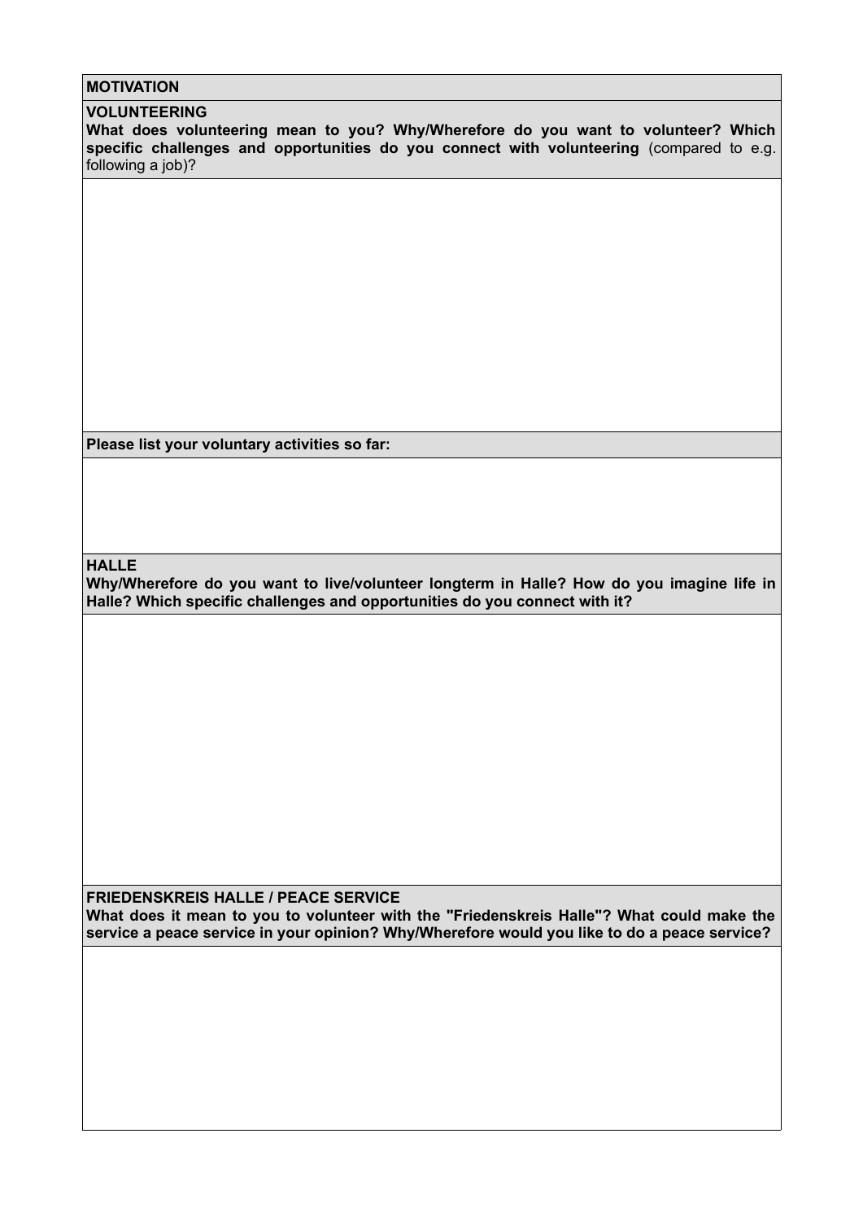## MOTIVATION

### VOLUNTEERING

**What does volunteering mean to you? Why/Wherefore do you want to volunteer? Which specific challenges and opportunities do you connect with volunteering** (compared to e.g. following a job)?

**Please list your voluntary activities so far:**

### HALLE

**Why/Wherefore do you want to live/volunteer longterm in Halle? How do you imagine life in Halle? Which specific challenges and opportunities do you connect with it?**

### FRIEDENSKREIS HALLE / PEACE SERVICE

**What does it mean to you to volunteer with the "Friedenskreis Halle"? What could make the service a peace service in your opinion? Why/Wherefore would you like to do a peace service?**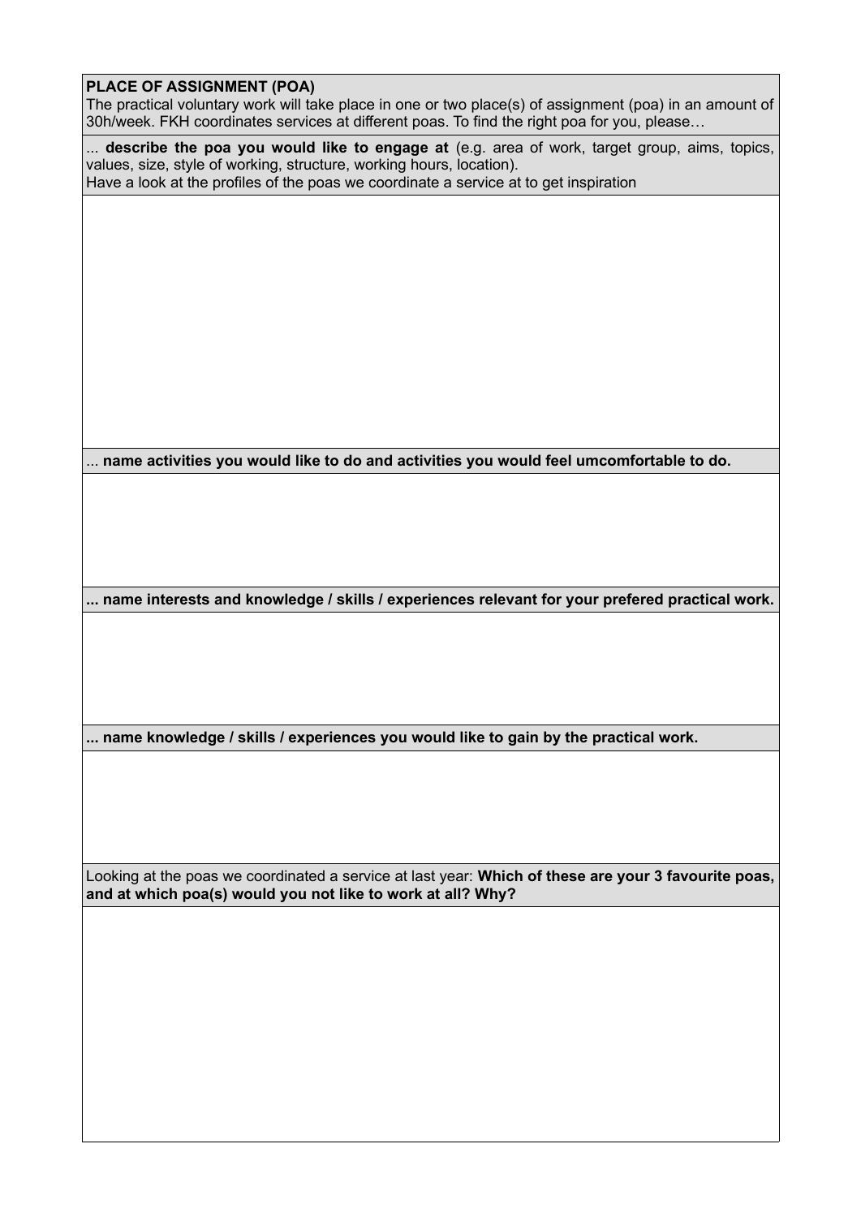**PLACE OF ASSIGNMENT (POA)**

The practical voluntary work will take place in one or two place(s) of assignment (poa) in an amount of 30h/week. FKH coordinates services at different poas. To find the right poa for you, please…

... **describe the poa you would like to engage at** (e.g. area of work, target group, aims, topics, values, size, style of working, structure, working hours, location).
Have a look at the profiles of the poas we coordinate a service at to get inspiration

... **name activities you would like to do and activities you would feel umcomfortable to do.**

**... name interests and knowledge / skills / experiences relevant for your prefered practical work.**

**... name knowledge / skills / experiences you would like to gain by the practical work.**

Looking at the poas we coordinated a service at last year: **Which of these are your 3 favourite poas, and at which poa(s) would you not like to work at all? Why?**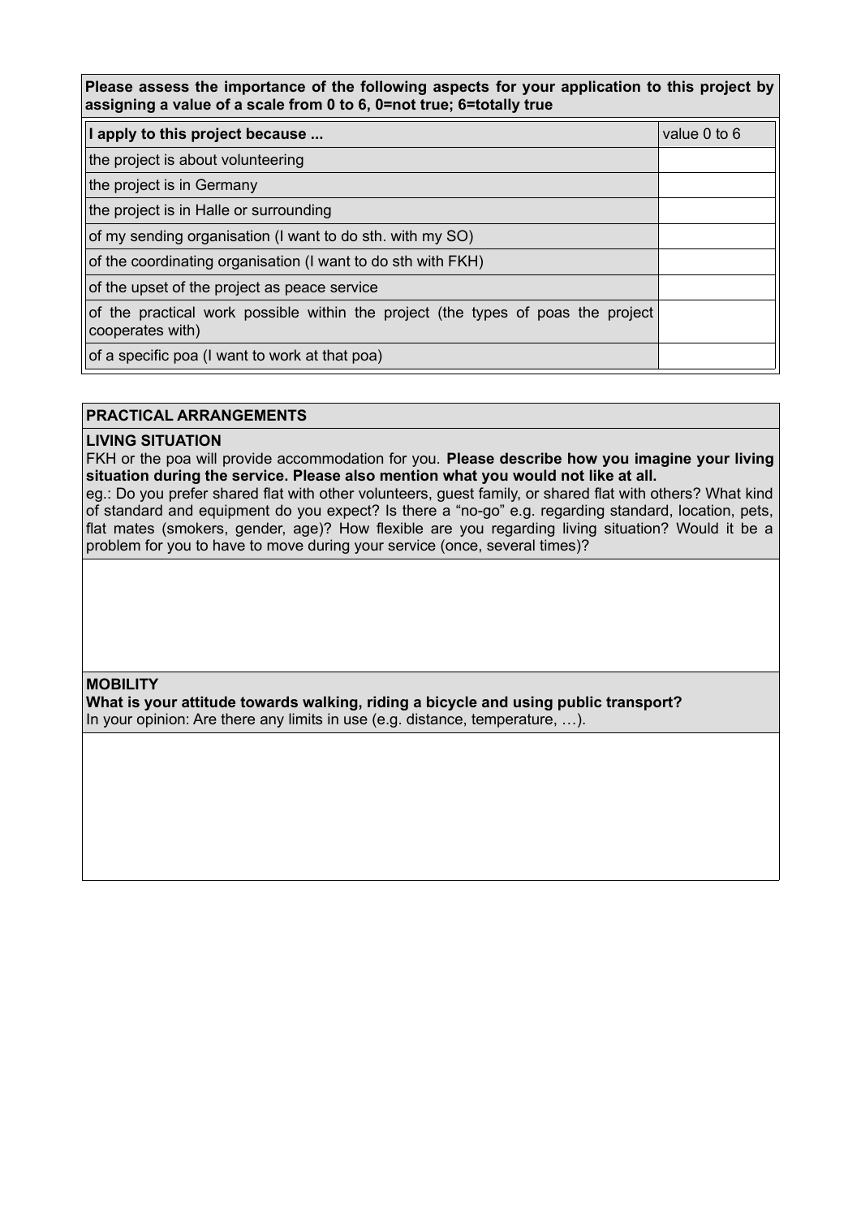**Please assess the importance of the following aspects for your application to this project by assigning a value of a scale from 0 to 6, 0=not true; 6=totally true**

| **I apply to this project because ...** | value 0 to 6 |
|---|---|
| the project is about volunteering | |
| the project is in Germany | |
| the project is in Halle or surrounding | |
| of my sending organisation (I want to do sth. with my SO) | |
| of the coordinating organisation (I want to do sth with FKH) | |
| of the upset of the project as peace service | |
| of the practical work possible within the project (the types of poas the project cooperates with) | |
| of a specific poa (I want to work at that poa) | |

**PRACTICAL ARRANGEMENTS**

**LIVING SITUATION**

FKH or the poa will provide accommodation for you. **Please describe how you imagine your living situation during the service. Please also mention what you would not like at all.**

eg.: Do you prefer shared flat with other volunteers, guest family, or shared flat with others? What kind of standard and equipment do you expect? Is there a “no-go” e.g. regarding standard, location, pets, flat mates (smokers, gender, age)? How flexible are you regarding living situation? Would it be a problem for you to have to move during your service (once, several times)?

**MOBILITY**

**What is your attitude towards walking, riding a bicycle and using public transport?**

In your opinion: Are there any limits in use (e.g. distance, temperature, …).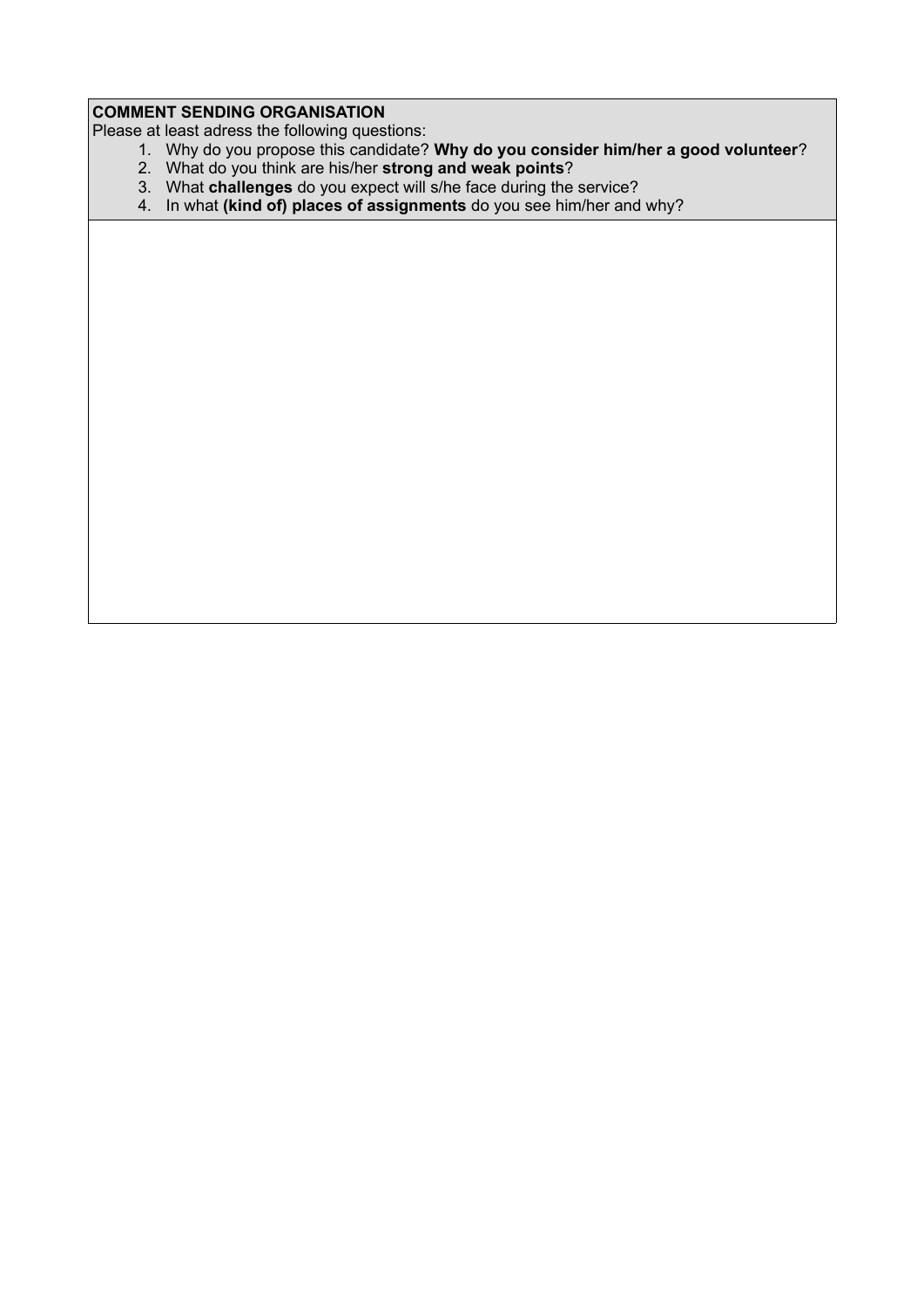**COMMENT SENDING ORGANISATION**

Please at least adress the following questions:

1. Why do you propose this candidate? **Why do you consider him/her a good volunteer**?
2. What do you think are his/her **strong and weak points**?
3. What **challenges** do you expect will s/he face during the service?
4. In what **(kind of) places of assignments** do you see him/her and why?